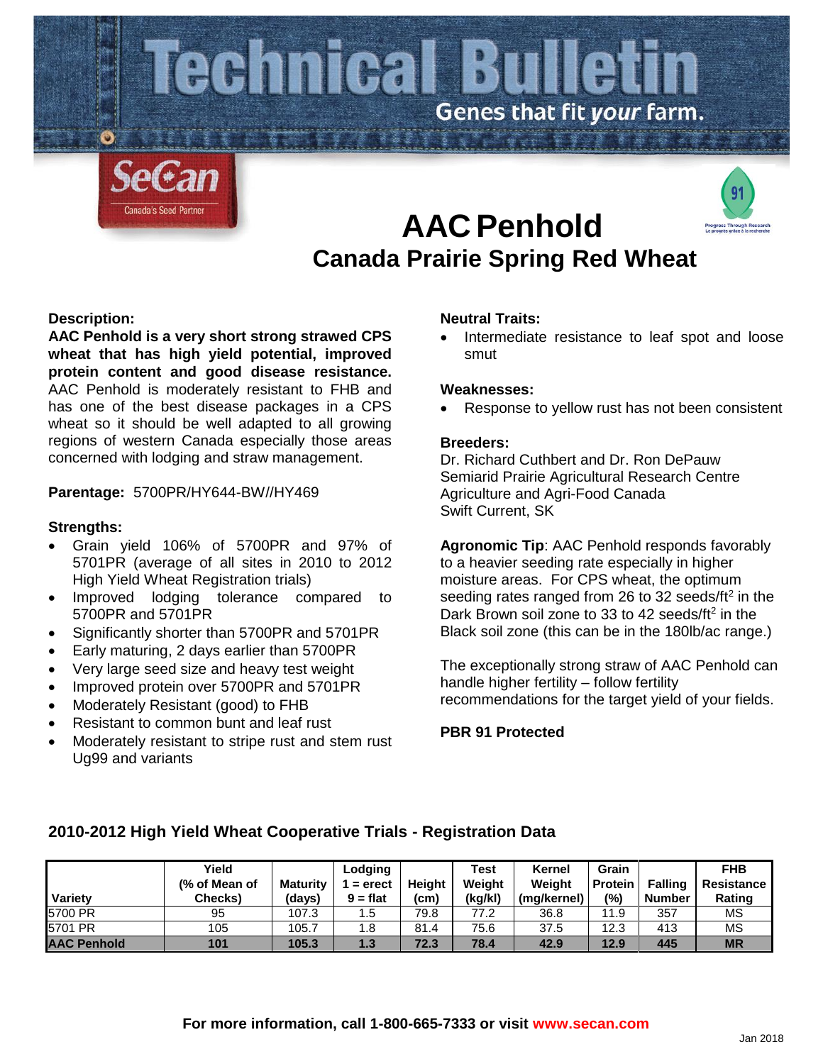# Technical Bulletin

Genes that fit *your* farm.

SeCan — Canada's Seed Partner

# AAC Penhold

## Canada Prairie Spring Red Wheat

### Description:

**AAC Penhold is a very short strong strawed CPS wheat that has high yield potential, improved protein content and good disease resistance.** AAC Penhold is moderately resistant to FHB and has one of the best disease packages in a CPS wheat so it should be well adapted to all growing regions of western Canada especially those areas concerned with lodging and straw management.

**Parentage:** 5700PR/HY644-BW//HY469

### Strengths:

- Grain yield 106% of 5700PR and 97% of 5701PR (average of all sites in 2010 to 2012 High Yield Wheat Registration trials)
- Improved lodging tolerance compared to 5700PR and 5701PR
- Significantly shorter than 5700PR and 5701PR
- Early maturing, 2 days earlier than 5700PR
- Very large seed size and heavy test weight
- Improved protein over 5700PR and 5701PR
- Moderately Resistant (good) to FHB
- Resistant to common bunt and leaf rust
- Moderately resistant to stripe rust and stem rust Ug99 and variants

### Neutral Traits:

- Intermediate resistance to leaf spot and loose smut

### Weaknesses:

- Response to yellow rust has not been consistent

### Breeders:

Dr. Richard Cuthbert and Dr. Ron DePauw
Semiarid Prairie Agricultural Research Centre
Agriculture and Agri-Food Canada
Swift Current, SK

**Agronomic Tip**: AAC Penhold responds favorably to a heavier seeding rate especially in higher moisture areas. For CPS wheat, the optimum seeding rates ranged from 26 to 32 seeds/ft$^2$ in the Dark Brown soil zone to 33 to 42 seeds/ft$^2$ in the Black soil zone (this can be in the 180lb/ac range.)

The exceptionally strong straw of AAC Penhold can handle higher fertility – follow fertility recommendations for the target yield of your fields.

**PBR 91 Protected**

### 2010-2012 High Yield Wheat Cooperative Trials - Registration Data

| Variety | Yield (% of Mean of Checks) | Maturity (days) | Lodging 1 = erect 9 = flat | Height (cm) | Test Weight (kg/kl) | Kernel Weight (mg/kernel) | Grain Protein (%) | Falling Number | FHB Resistance Rating |
|---|---|---|---|---|---|---|---|---|---|
| 5700 PR | 95 | 107.3 | 1.5 | 79.8 | 77.2 | 36.8 | 11.9 | 357 | MS |
| 5701 PR | 105 | 105.7 | 1.8 | 81.4 | 75.6 | 37.5 | 12.3 | 413 | MS |
| **AAC Penhold** | **101** | **105.3** | **1.3** | **72.3** | **78.4** | **42.9** | **12.9** | **445** | **MR** |

**For more information, call 1-800-665-7333 or visit www.secan.com**

Jan 2018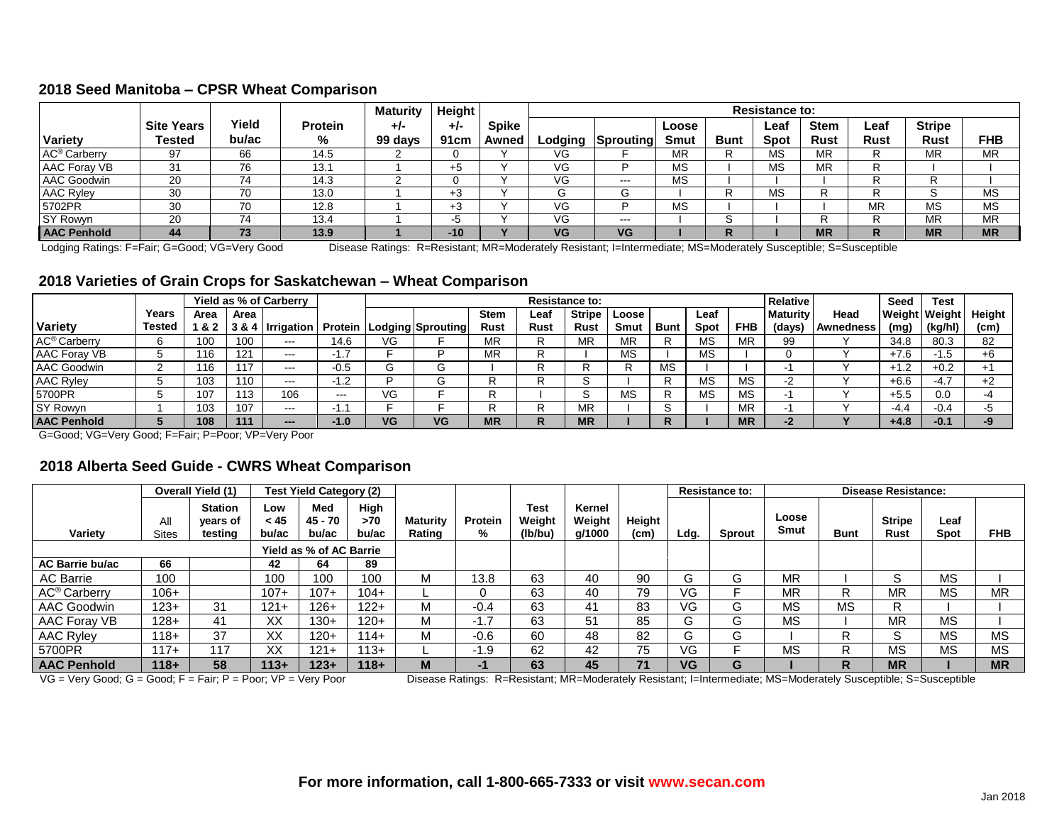## 2018 Seed Manitoba – CPSR Wheat Comparison

| Variety | Site Years Tested | Yield bu/ac | Protein % | Maturity +/- 99 days | Height +/- 91cm | Spike Awned | Lodging | Sprouting | Loose Smut | Bunt | Leaf Spot | Stem Rust | Leaf Rust | Stripe Rust | FHB |
|---|---|---|---|---|---|---|---|---|---|---|---|---|---|---|---|
| | | | | | | | Resistance to: | | | | | | | | |
| AC® Carberry | 97 | 66 | 14.5 | 2 | 0 | Y | VG | F | MR | R | MS | MR | R | MR | MR |
| AAC Foray VB | 31 | 76 | 13.1 | 1 | +5 | Y | VG | P | MS | I | MS | MR | R | I | I |
| AAC Goodwin | 20 | 74 | 14.3 | 2 | 0 | Y | VG | --- | MS | I | I | I | R | R | I |
| AAC Ryley | 30 | 70 | 13.0 | 1 | +3 | Y | G | G | I | R | MS | R | R | S | MS |
| 5702PR | 30 | 70 | 12.8 | 1 | +3 | Y | VG | P | MS | I | I | I | MR | MS | MS |
| SY Rowyn | 20 | 74 | 13.4 | 1 | -5 | Y | VG | --- | I | S | I | R | R | MR | MR |
| **AAC Penhold** | **44** | **73** | **13.9** | **1** | **-10** | **Y** | **VG** | **VG** | **I** | **R** | **I** | **MR** | **R** | **MR** | **MR** |

Lodging Ratings: F=Fair; G=Good; VG=Very Good    Disease Ratings: R=Resistant; MR=Moderately Resistant; I=Intermediate; MS=Moderately Susceptible; S=Susceptible

## 2018 Varieties of Grain Crops for Saskatchewan – Wheat Comparison

| | | Yield as % of Carberry | | | | Resistance to: | | | | | | | | | | | | | | |
|---|---|---|---|---|---|---|---|---|---|---|---|---|---|---|---|---|---|---|---|---|
| Variety | Years Tested | Area 1 & 2 | Area 3 & 4 | Irrigation | Protein | Lodging | Sprouting | Stem Rust | Leaf Rust | Stripe Rust | Loose Smut | Bunt | Leaf Spot | FHB | Relative Maturity (days) | Head Awnedness | Seed Weight (mg) | Test Weight (kg/hl) | Height (cm) |
| AC® Carberry | 6 | 100 | 100 | --- | 14.6 | VG | F | MR | R | MR | MR | R | MS | MR | 99 | Y | 34.8 | 80.3 | 82 |
| AAC Foray VB | 5 | 116 | 121 | --- | -1.7 | F | P | MR | R | I | MS | I | MS | I | 0 | Y | +7.6 | -1.5 | +6 |
| AAC Goodwin | 2 | 116 | 117 | --- | -0.5 | G | G | I | R | R | R | MS | I | I | -1 | Y | +1.2 | +0.2 | +1 |
| AAC Ryley | 5 | 103 | 110 | --- | -1.2 | P | G | R | R | S | I | R | MS | MS | -2 | Y | +6.6 | -4.7 | +2 |
| 5700PR | 5 | 107 | 113 | 106 | --- | VG | F | R | I | S | MS | R | MS | MS | -1 | Y | +5.5 | 0.0 | -4 |
| SY Rowyn | 1 | 103 | 107 | --- | -1.1 | F | F | R | R | MR | I | S | I | MR | -1 | Y | -4.4 | -0.4 | -5 |
| **AAC Penhold** | **5** | **108** | **111** | **---** | **-1.0** | **VG** | **VG** | **MR** | **R** | **MR** | **I** | **R** | **I** | **MR** | **-2** | **Y** | **+4.8** | **-0.1** | **-9** |

G=Good; VG=Very Good; F=Fair; P=Poor; VP=Very Poor

## 2018 Alberta Seed Guide - CWRS Wheat Comparison

| | Overall Yield (1) | | Test Yield Category (2) | | | | | | | | Resistance to: | | Disease Resistance: | | | | |
|---|---|---|---|---|---|---|---|---|---|---|---|---|---|---|---|---|---|
| Variety | All Sites | Station years of testing | Low < 45 bu/ac | Med 45 - 70 bu/ac | High >70 bu/ac | Maturity Rating | Protein % | Test Weight (lb/bu) | Kernel Weight g/1000 | Height (cm) | Ldg. | Sprout | Loose Smut | Bunt | Stripe Rust | Leaf Spot | FHB |
| | | | Yield as % of AC Barrie | | | | | | | | | | | | | | |
| **AC Barrie bu/ac** | **66** | | **42** | **64** | **89** | | | | | | | | | | | | |
| AC Barrie | 100 | | 100 | 100 | 100 | M | 13.8 | 63 | 40 | 90 | G | G | MR | I | S | MS | I |
| AC® Carberry | 106+ | | 107+ | 107+ | 104+ | L | 0 | 63 | 40 | 79 | VG | F | MR | R | MR | MS | MR |
| AAC Goodwin | 123+ | 31 | 121+ | 126+ | 122+ | M | -0.4 | 63 | 41 | 83 | VG | G | MS | MS | R | I | I |
| AAC Foray VB | 128+ | 41 | XX | 130+ | 120+ | M | -1.7 | 63 | 51 | 85 | G | G | MS | I | MR | MS | I |
| AAC Ryley | 118+ | 37 | XX | 120+ | 114+ | M | -0.6 | 60 | 48 | 82 | G | G | I | R | S | MS | MS |
| 5700PR | 117+ | 117 | XX | 121+ | 113+ | L | -1.9 | 62 | 42 | 75 | VG | F | MS | R | MS | MS | MS |
| **AAC Penhold** | **118+** | **58** | **113+** | **123+** | **118+** | **M** | **-1** | **63** | **45** | **71** | **VG** | **G** | **I** | **R** | **MR** | **I** | **MR** |

VG = Very Good; G = Good; F = Fair; P = Poor; VP = Very Poor    Disease Ratings: R=Resistant; MR=Moderately Resistant; I=Intermediate; MS=Moderately Susceptible; S=Susceptible

**For more information, call 1-800-665-7333 or visit www.secan.com**

Jan 2018